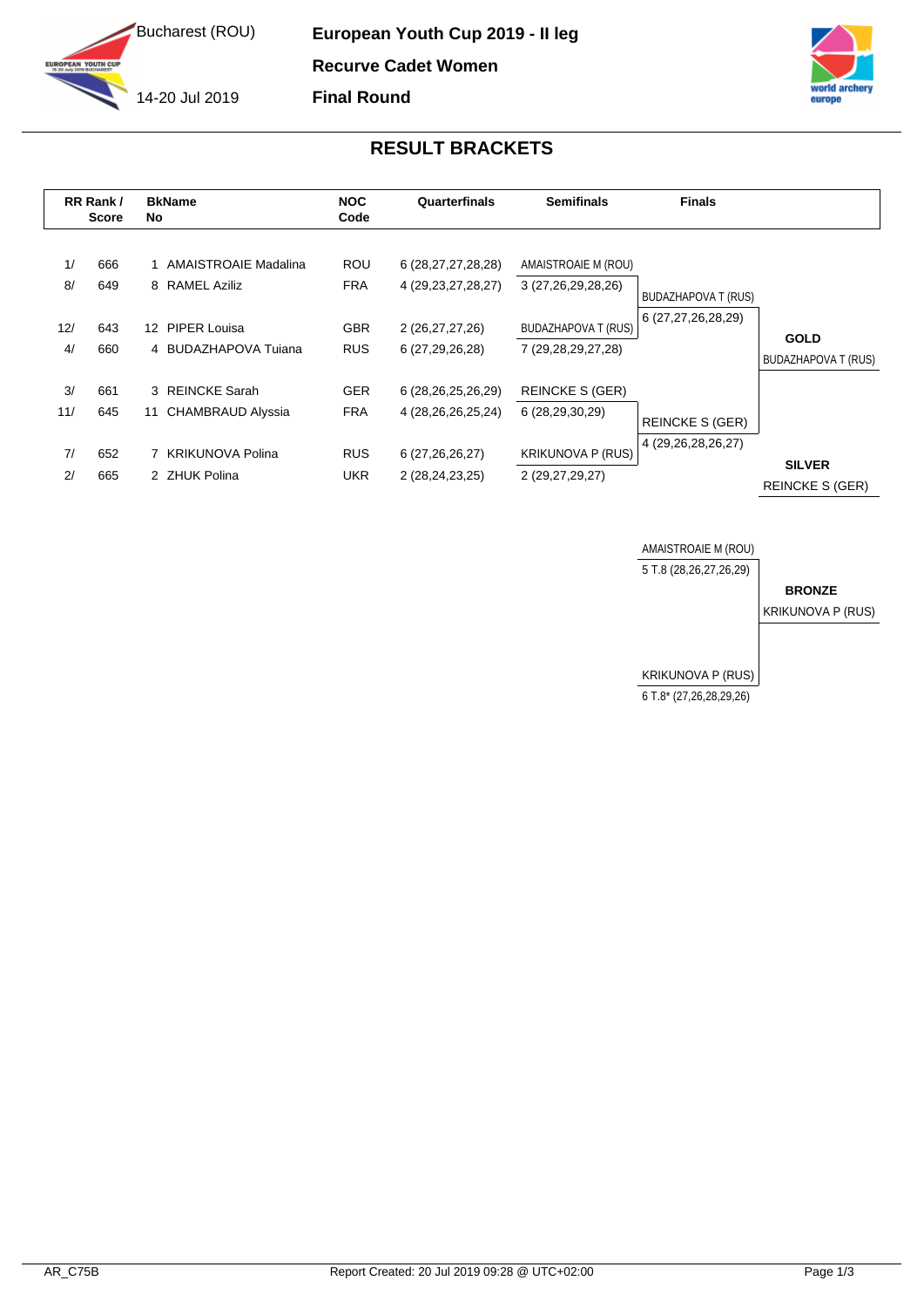Bucharest (ROU)

14-20 Jul 2019

**European Youth Cup 2019 - II leg**

**Recurve Cadet Women**

**Final Round**

## RESULT BRACKETS

| RR Rank / | Score | BkNo | Name | NOC Code | Quarterfinals | Semifinals | Finals |
|---|---|---|---|---|---|---|---|
| 1/ | 666 | 1 | AMAISTROAIE Madalina | ROU | 6 (28,27,27,28,28) | AMAISTROAIE M (ROU) | |
| 8/ | 649 | 8 | RAMEL Aziliz | FRA | 4 (29,23,27,28,27) | 3 (27,26,29,28,26) | BUDAZHAPOVA T (RUS) |
| 12/ | 643 | 12 | PIPER Louisa | GBR | 2 (26,27,27,26) | BUDAZHAPOVA T (RUS) | 6 (27,27,26,28,29) |
| 4/ | 660 | 4 | BUDAZHAPOVA Tuiana | RUS | 6 (27,29,26,28) | 7 (29,28,29,27,28) | |
| 3/ | 661 | 3 | REINCKE Sarah | GER | 6 (28,26,25,26,29) | REINCKE S (GER) | |
| 11/ | 645 | 11 | CHAMBRAUD Alyssia | FRA | 4 (28,26,26,25,24) | 6 (28,29,30,29) | REINCKE S (GER) |
| 7/ | 652 | 7 | KRIKUNOVA Polina | RUS | 6 (27,26,26,27) | KRIKUNOVA P (RUS) | 4 (29,26,28,26,27) |
| 2/ | 665 | 2 | ZHUK Polina | UKR | 2 (28,24,23,25) | 2 (29,27,29,27) | |

**GOLD**
BUDAZHAPOVA T (RUS)

**SILVER**
REINCKE S (GER)

**Bronze match**

| Athlete | Score |
|---|---|
| AMAISTROAIE M (ROU) | 5 T.8 (28,26,27,26,29) |
| KRIKUNOVA P (RUS) | 6 T.8* (27,26,28,29,26) |

**BRONZE**
KRIKUNOVA P (RUS)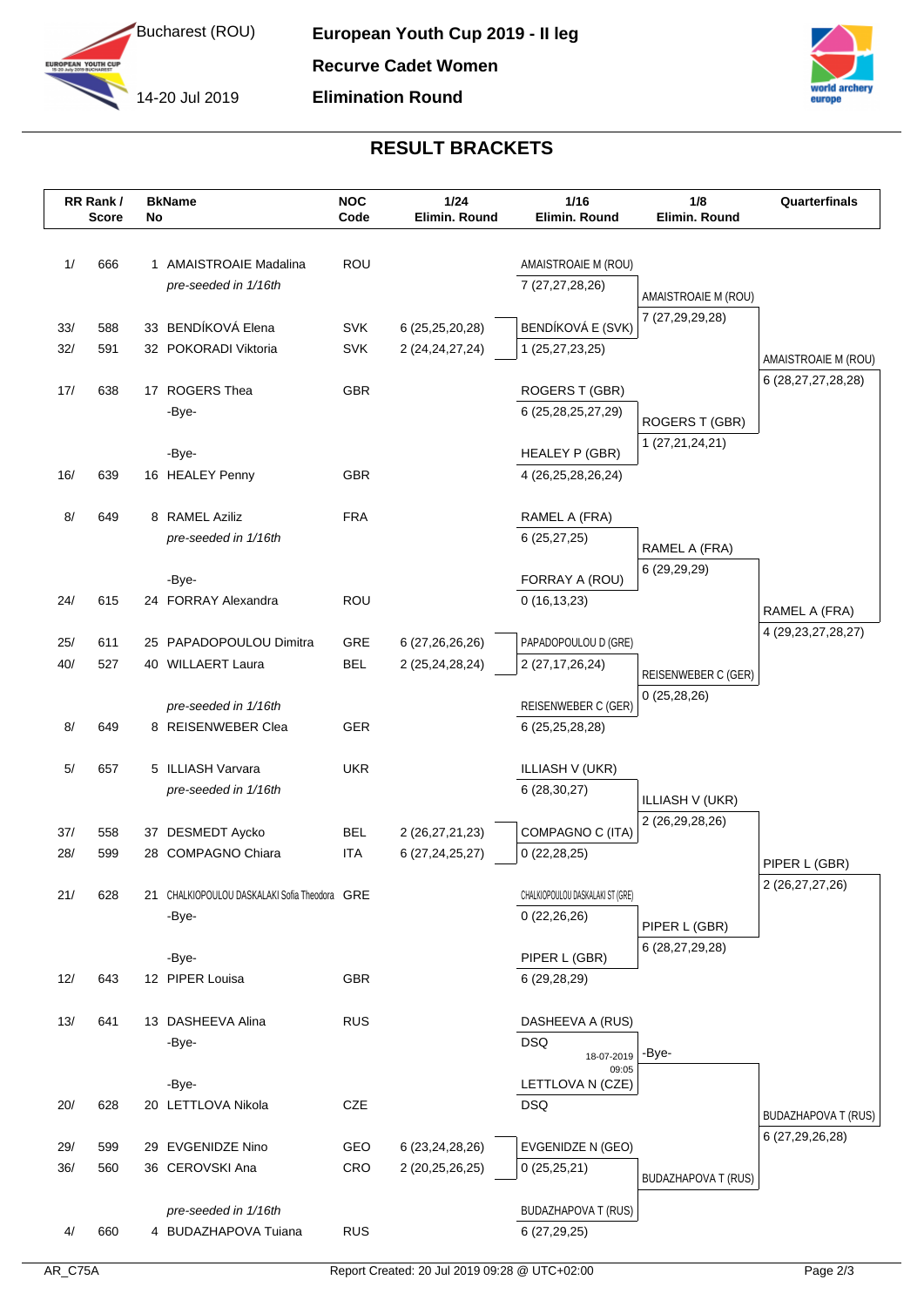# European Youth Cup 2019 - II leg

**Recurve Cadet Women**

**Elimination Round**

Bucharest (ROU)

14-20 Jul 2019

## RESULT BRACKETS

| RR Rank / Score | | BkName No | | NOC Code | 1/24 Elimin. Round | 1/16 Elimin. Round | 1/8 Elimin. Round | Quarterfinals |
|---|---|---|---|---|---|---|---|---|
| 1/ | 666 | 1 | AMAISTROAIE Madalina | ROU | | AMAISTROAIE M (ROU) | | |
| | | | *pre-seeded in 1/16th* | | | 7 (27,27,28,26) | AMAISTROAIE M (ROU) | |
| | | | | | | | 7 (27,29,29,28) | |
| 33/ | 588 | 33 | BENDÍKOVÁ Elena | SVK | 6 (25,25,20,28) | BENDÍKOVÁ E (SVK) | | |
| 32/ | 591 | 32 | POKORADI Viktoria | SVK | 2 (24,24,27,24) | 1 (25,27,23,25) | | AMAISTROAIE M (ROU) |
| | | | | | | | | 6 (28,27,27,28,28) |
| 17/ | 638 | 17 | ROGERS Thea | GBR | | ROGERS T (GBR) | | |
| | | | -Bye- | | | 6 (25,28,25,27,29) | ROGERS T (GBR) | |
| | | | | | | | 1 (27,21,24,21) | |
| | | | -Bye- | | | HEALEY P (GBR) | | |
| 16/ | 639 | 16 | HEALEY Penny | GBR | | 4 (26,25,28,26,24) | | |
| 8/ | 649 | 8 | RAMEL Aziliz | FRA | | RAMEL A (FRA) | | |
| | | | *pre-seeded in 1/16th* | | | 6 (25,27,25) | RAMEL A (FRA) | |
| | | | | | | | 6 (29,29,29) | |
| | | | -Bye- | | | FORRAY A (ROU) | | |
| 24/ | 615 | 24 | FORRAY Alexandra | ROU | | 0 (16,13,23) | | RAMEL A (FRA) |
| | | | | | | | | 4 (29,23,27,28,27) |
| 25/ | 611 | 25 | PAPADOPOULOU Dimitra | GRE | 6 (27,26,26,26) | PAPADOPOULOU D (GRE) | | |
| 40/ | 527 | 40 | WILLAERT Laura | BEL | 2 (25,24,28,24) | 2 (27,17,26,24) | REISENWEBER C (GER) | |
| | | | | | | | 0 (25,28,26) | |
| | | | *pre-seeded in 1/16th* | | | REISENWEBER C (GER) | | |
| 8/ | 649 | 8 | REISENWEBER Clea | GER | | 6 (25,25,28,28) | | |
| 5/ | 657 | 5 | ILLIASH Varvara | UKR | | ILLIASH V (UKR) | | |
| | | | *pre-seeded in 1/16th* | | | 6 (28,30,27) | ILLIASH V (UKR) | |
| | | | | | | | 2 (26,29,28,26) | |
| 37/ | 558 | 37 | DESMEDT Aycko | BEL | 2 (26,27,21,23) | COMPAGNO C (ITA) | | |
| 28/ | 599 | 28 | COMPAGNO Chiara | ITA | 6 (27,24,25,27) | 0 (22,28,25) | | PIPER L (GBR) |
| | | | | | | | | 2 (26,27,27,26) |
| 21/ | 628 | 21 | CHALKIOPOULOU DASKALAKI Sofia Theodora | GRE | | CHALKIOPOULOU DASKALAKI ST (GRE) | | |
| | | | -Bye- | | | 0 (22,26,26) | PIPER L (GBR) | |
| | | | | | | | 6 (28,27,29,28) | |
| | | | -Bye- | | | PIPER L (GBR) | | |
| 12/ | 643 | 12 | PIPER Louisa | GBR | | 6 (29,28,29) | | |
| 13/ | 641 | 13 | DASHEEVA Alina | RUS | | DASHEEVA A (RUS) | | |
| | | | -Bye- | | | DSQ 18-07-2019 09:05 | -Bye- | |
| | | | -Bye- | | | LETTLOVA N (CZE) | | |
| 20/ | 628 | 20 | LETTLOVA Nikola | CZE | | DSQ | | BUDAZHAPOVA T (RUS) |
| | | | | | | | | 6 (27,29,26,28) |
| 29/ | 599 | 29 | EVGENIDZE Nino | GEO | 6 (23,24,28,26) | EVGENIDZE N (GEO) | | |
| 36/ | 560 | 36 | CEROVSKI Ana | CRO | 2 (20,25,26,25) | 0 (25,25,21) | BUDAZHAPOVA T (RUS) | |
| | | | *pre-seeded in 1/16th* | | | BUDAZHAPOVA T (RUS) | | |
| 4/ | 660 | 4 | BUDAZHAPOVA Tuiana | RUS | | 6 (27,29,25) | | |

AR_C75A

Report Created: 20 Jul 2019 09:28 @ UTC+02:00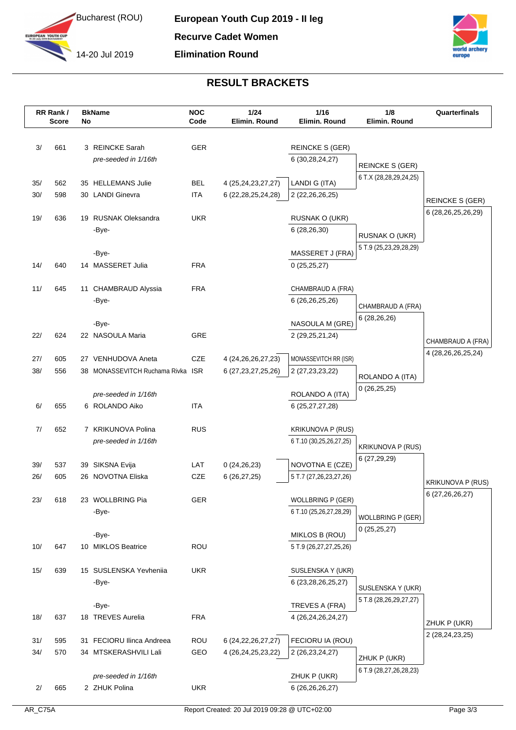Bucharest (ROU)

14-20 Jul 2019

# European Youth Cup 2019 - II leg

## Recurve Cadet Women

## Elimination Round

## RESULT BRACKETS

| RR Rank / Score | | BkName No | | NOC Code | 1/24 Elimin. Round | 1/16 Elimin. Round | 1/8 Elimin. Round | Quarterfinals |
|---|---|---|---|---|---|---|---|---|
| 3/ | 661 | 3 | REINCKE Sarah | GER | | REINCKE S (GER) | | |
| | | | *pre-seeded in 1/16th* | | | 6 (30,28,24,27) | REINCKE S (GER) | |
| | | | | | | | 6 T.X (28,28,29,24,25) | |
| 35/ | 562 | 35 | HELLEMANS Julie | BEL | 4 (25,24,23,27,27) | LANDI G (ITA) | | |
| 30/ | 598 | 30 | LANDI Ginevra | ITA | 6 (22,28,25,24,28) | 2 (22,26,26,25) | | REINCKE S (GER) |
| | | | | | | | | 6 (28,26,25,26,29) |
| 19/ | 636 | 19 | RUSNAK Oleksandra | UKR | | RUSNAK O (UKR) | | |
| | | | -Bye- | | | 6 (28,26,30) | RUSNAK O (UKR) | |
| | | | | | | | 5 T.9 (25,23,29,28,29) | |
| | | | -Bye- | | | MASSERET J (FRA) | | |
| 14/ | 640 | 14 | MASSERET Julia | FRA | | 0 (25,25,27) | | |
| 11/ | 645 | 11 | CHAMBRAUD Alyssia | FRA | | CHAMBRAUD A (FRA) | | |
| | | | -Bye- | | | 6 (26,26,25,26) | CHAMBRAUD A (FRA) | |
| | | | | | | | 6 (28,26,26) | |
| | | | -Bye- | | | NASOULA M (GRE) | | |
| 22/ | 624 | 22 | NASOULA Maria | GRE | | 2 (29,25,21,24) | | CHAMBRAUD A (FRA) |
| | | | | | | | | 4 (28,26,26,25,24) |
| 27/ | 605 | 27 | VENHUDOVA Aneta | CZE | 4 (24,26,26,27,23) | MONASSEVITCH RR (ISR) | | |
| 38/ | 556 | 38 | MONASSEVITCH Ruchama Rivka | ISR | 6 (27,23,27,25,26) | 2 (27,23,23,22) | ROLANDO A (ITA) | |
| | | | | | | | 0 (26,25,25) | |
| | | | *pre-seeded in 1/16th* | | | ROLANDO A (ITA) | | |
| 6/ | 655 | 6 | ROLANDO Aiko | ITA | | 6 (25,27,27,28) | | |
| 7/ | 652 | 7 | KRIKUNOVA Polina | RUS | | KRIKUNOVA P (RUS) | | |
| | | | *pre-seeded in 1/16th* | | | 6 T.10 (30,25,26,27,25) | KRIKUNOVA P (RUS) | |
| | | | | | | | 6 (27,29,29) | |
| 39/ | 537 | 39 | SIKSNA Evija | LAT | 0 (24,26,23) | NOVOTNA E (CZE) | | |
| 26/ | 605 | 26 | NOVOTNA Eliska | CZE | 6 (26,27,25) | 5 T.7 (27,26,23,27,26) | | KRIKUNOVA P (RUS) |
| | | | | | | | | 6 (27,26,26,27) |
| 23/ | 618 | 23 | WOLLBRING Pia | GER | | WOLLBRING P (GER) | | |
| | | | -Bye- | | | 6 T.10 (25,26,27,28,29) | WOLLBRING P (GER) | |
| | | | | | | | 0 (25,25,27) | |
| | | | -Bye- | | | MIKLOS B (ROU) | | |
| 10/ | 647 | 10 | MIKLOS Beatrice | ROU | | 5 T.9 (26,27,27,25,26) | | |
| 15/ | 639 | 15 | SUSLENSKA Yevheniia | UKR | | SUSLENSKA Y (UKR) | | |
| | | | -Bye- | | | 6 (23,28,26,25,27) | SUSLENSKA Y (UKR) | |
| | | | | | | | 5 T.8 (28,26,29,27,27) | |
| | | | -Bye- | | | TREVES A (FRA) | | |
| 18/ | 637 | 18 | TREVES Aurelia | FRA | | 4 (26,24,26,24,27) | | ZHUK P (UKR) |
| | | | | | | | | 2 (28,24,23,25) |
| 31/ | 595 | 31 | FECIORU Ilinca Andreea | ROU | 6 (24,22,26,27,27) | FECIORU IA (ROU) | | |
| 34/ | 570 | 34 | MTSKERASHVILI Lali | GEO | 4 (26,24,25,23,22) | 2 (26,23,24,27) | ZHUK P (UKR) | |
| | | | | | | | 6 T.9 (28,27,26,28,23) | |
| | | | *pre-seeded in 1/16th* | | | ZHUK P (UKR) | | |
| 2/ | 665 | 2 | ZHUK Polina | UKR | | 6 (26,26,26,27) | | |

AR_C75A

Report Created: 20 Jul 2019 09:28 @ UTC+02:00